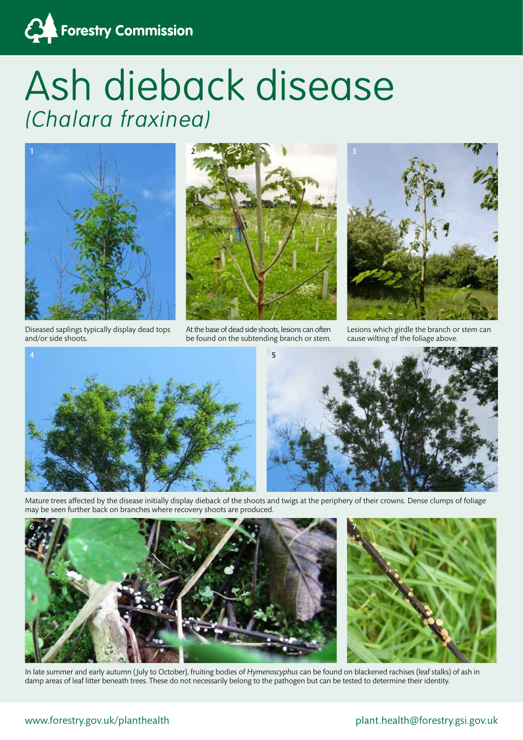Forestry Commission

# Ash dieback disease

## *(Chalara fraxinea)*

1

Diseased saplings typically display dead tops and/or side shoots.

2

At the base of dead side shoots, lesions can often be found on the subtending branch or stem.

3

Lesions which girdle the branch or stem can cause wilting of the foliage above.

4

5

Mature trees affected by the disease initially display dieback of the shoots and twigs at the periphery of their crowns. Dense clumps of foliage may be seen further back on branches where recovery shoots are produced.

6

7

In late summer and early autumn (July to October), fruiting bodies of *Hymenoscyphus* can be found on blackened rachises (leaf stalks) of ash in damp areas of leaf litter beneath trees. These do not necessarily belong to the pathogen but can be tested to determine their identity.

www.forestry.gov.uk/planthealth

plant.health@forestry.gsi.gov.uk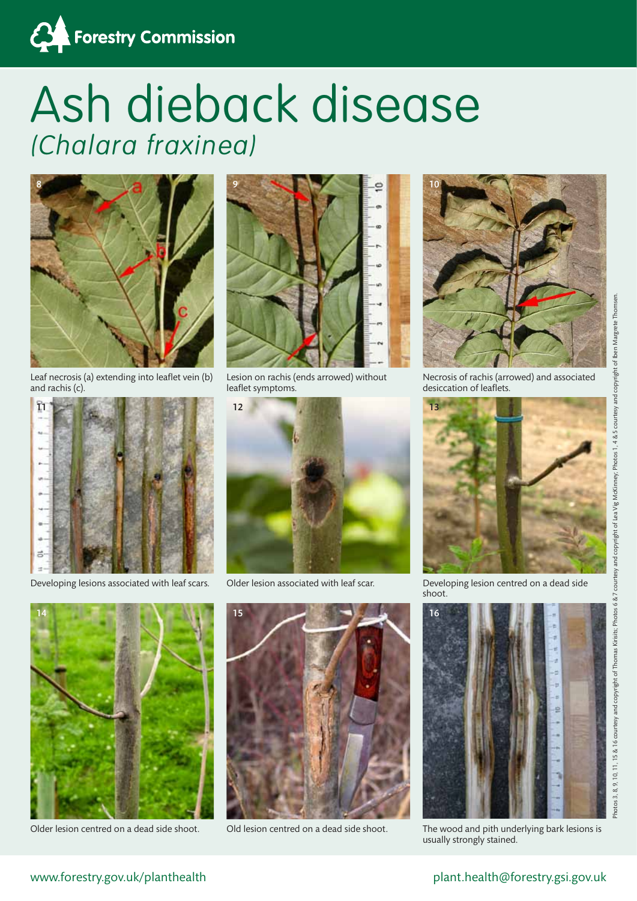# Ash dieback disease

*(Chalara fraxinea)*

8

Leaf necrosis (a) extending into leaflet vein (b) and rachis (c).

9

Lesion on rachis (ends arrowed) without leaflet symptoms.

10

Necrosis of rachis (arrowed) and associated desiccation of leaflets.

11

Developing lesions associated with leaf scars.

12

Older lesion associated with leaf scar.

13

Developing lesion centred on a dead side shoot.

14

Older lesion centred on a dead side shoot.

15

Old lesion centred on a dead side shoot.

16

The wood and pith underlying bark lesions is usually strongly stained.

Photos 3, 8, 9, 10, 11, 15 & 16 courtesy and copyright of Thomas Kirisits; Photos 6 & 7 courtesy and copyright of Lea Vig McKinney; Photos 1, 4 & 5 courtesy and copyright of Iben Margrete Thomsen.

www.forestry.gov.uk/planthealth

plant.health@forestry.gsi.gov.uk